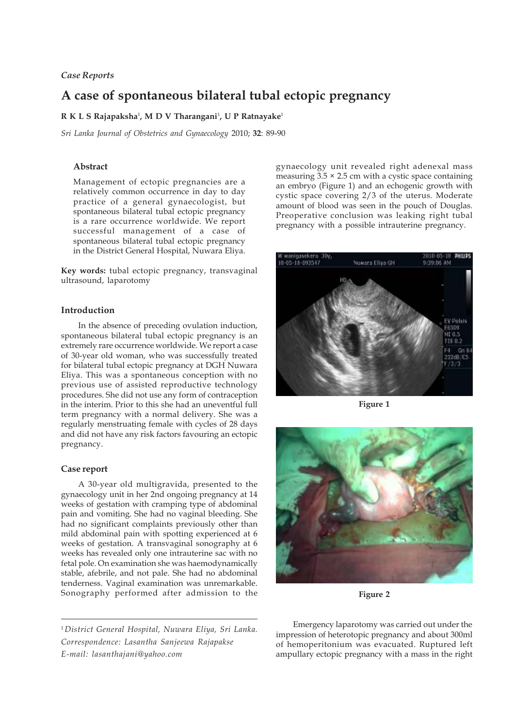*Case Reports*

# A case of spontaneous bilateral tubal ectopic pregnancy

**R K L S Rajapaksha[1], M D V Tharangani[1], U P Ratnayake[1]**

*Sri Lanka Journal of Obstetrics and Gynaecology* 2010; **32**: 89-90

## Abstract

Management of ectopic pregnancies are a relatively common occurrence in day to day practice of a general gynaecologist, but spontaneous bilateral tubal ectopic pregnancy is a rare occurrence worldwide. We report successful management of a case of spontaneous bilateral tubal ectopic pregnancy in the District General Hospital, Nuwara Eliya.

**Key words:** tubal ectopic pregnancy, transvaginal ultrasound, laparotomy

## Introduction

In the absence of preceding ovulation induction, spontaneous bilateral tubal ectopic pregnancy is an extremely rare occurrence worldwide. We report a case of 30-year old woman, who was successfully treated for bilateral tubal ectopic pregnancy at DGH Nuwara Eliya. This was a spontaneous conception with no previous use of assisted reproductive technology procedures. She did not use any form of contraception in the interim. Prior to this she had an uneventful full term pregnancy with a normal delivery. She was a regularly menstruating female with cycles of 28 days and did not have any risk factors favouring an ectopic pregnancy.

## Case report

A 30-year old multigravida, presented to the gynaecology unit in her 2nd ongoing pregnancy at 14 weeks of gestation with cramping type of abdominal pain and vomiting. She had no vaginal bleeding. She had no significant complaints previously other than mild abdominal pain with spotting experienced at 6 weeks of gestation. A transvaginal sonography at 6 weeks has revealed only one intrauterine sac with no fetal pole. On examination she was haemodynamically stable, afebrile, and not pale. She had no abdominal tenderness. Vaginal examination was unremarkable. Sonography performed after admission to the gynaecology unit revealed right adenexal mass measuring 3.5 × 2.5 cm with a cystic space containing an embryo (Figure 1) and an echogenic growth with cystic space covering 2/3 of the uterus. Moderate amount of blood was seen in the pouch of Douglas. Preoperative conclusion was leaking right tubal pregnancy with a possible intrauterine pregnancy.

**Figure 1**

**Figure 2**

Emergency laparotomy was carried out under the impression of heterotopic pregnancy and about 300ml of hemoperitonium was evacuated. Ruptured left ampullary ectopic pregnancy with a mass in the right

---

[1] *District General Hospital, Nuwara Eliya, Sri Lanka.*
*Correspondence: Lasantha Sanjeewa Rajapakse*
*E-mail: lasanthajani@yahoo.com*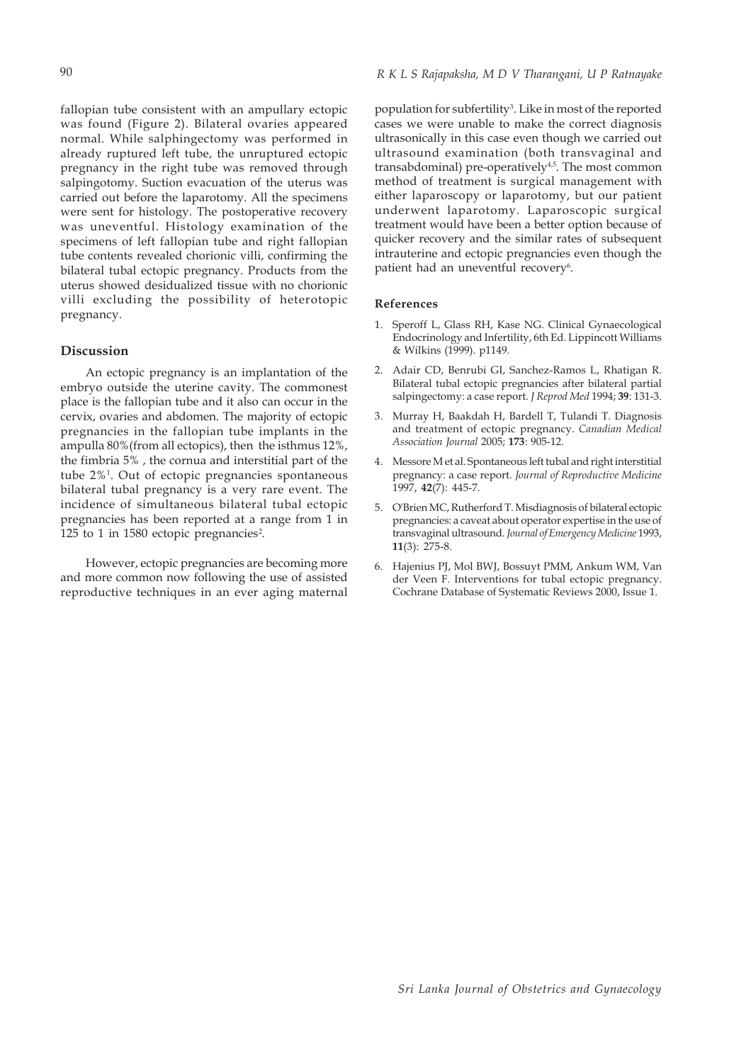fallopian tube consistent with an ampullary ectopic was found (Figure 2). Bilateral ovaries appeared normal. While salphingectomy was performed in already ruptured left tube, the unruptured ectopic pregnancy in the right tube was removed through salpingotomy. Suction evacuation of the uterus was carried out before the laparotomy. All the specimens were sent for histology. The postoperative recovery was uneventful. Histology examination of the specimens of left fallopian tube and right fallopian tube contents revealed chorionic villi, confirming the bilateral tubal ectopic pregnancy. Products from the uterus showed desidualized tissue with no chorionic villi excluding the possibility of heterotopic pregnancy.

## Discussion

An ectopic pregnancy is an implantation of the embryo outside the uterine cavity. The commonest place is the fallopian tube and it also can occur in the cervix, ovaries and abdomen. The majority of ectopic pregnancies in the fallopian tube implants in the ampulla 80%(from all ectopics), then the isthmus 12%, the fimbria 5% , the cornua and interstitial part of the tube 2%[1]. Out of ectopic pregnancies spontaneous bilateral tubal pregnancy is a very rare event. The incidence of simultaneous bilateral tubal ectopic pregnancies has been reported at a range from 1 in 125 to 1 in 1580 ectopic pregnancies[2].

However, ectopic pregnancies are becoming more and more common now following the use of assisted reproductive techniques in an ever aging maternal population for subfertility[3]. Like in most of the reported cases we were unable to make the correct diagnosis ultrasonically in this case even though we carried out ultrasound examination (both transvaginal and transabdominal) pre-operatively[4,5]. The most common method of treatment is surgical management with either laparoscopy or laparotomy, but our patient underwent laparotomy. Laparoscopic surgical treatment would have been a better option because of quicker recovery and the similar rates of subsequent intrauterine and ectopic pregnancies even though the patient had an uneventful recovery[6].

### References

1. Speroff L, Glass RH, Kase NG. Clinical Gynaecological Endocrinology and Infertility, 6th Ed. Lippincott Williams & Wilkins (1999). p1149.
2. Adair CD, Benrubi GI, Sanchez-Ramos L, Rhatigan R. Bilateral tubal ectopic pregnancies after bilateral partial salpingectomy: a case report. *J Reprod Med* 1994; **39**: 131-3.
3. Murray H, Baakdah H, Bardell T, Tulandi T. Diagnosis and treatment of ectopic pregnancy. *Canadian Medical Association Journal* 2005; **173**: 905-12.
4. Messore M et al. Spontaneous left tubal and right interstitial pregnancy: a case report. *Journal of Reproductive Medicine* 1997, **42**(7): 445-7.
5. O'Brien MC, Rutherford T. Misdiagnosis of bilateral ectopic pregnancies: a caveat about operator expertise in the use of transvaginal ultrasound. *Journal of Emergency Medicine* 1993, **11**(3): 275-8.
6. Hajenius PJ, Mol BWJ, Bossuyt PMM, Ankum WM, Van der Veen F. Interventions for tubal ectopic pregnancy. Cochrane Database of Systematic Reviews 2000, Issue 1.